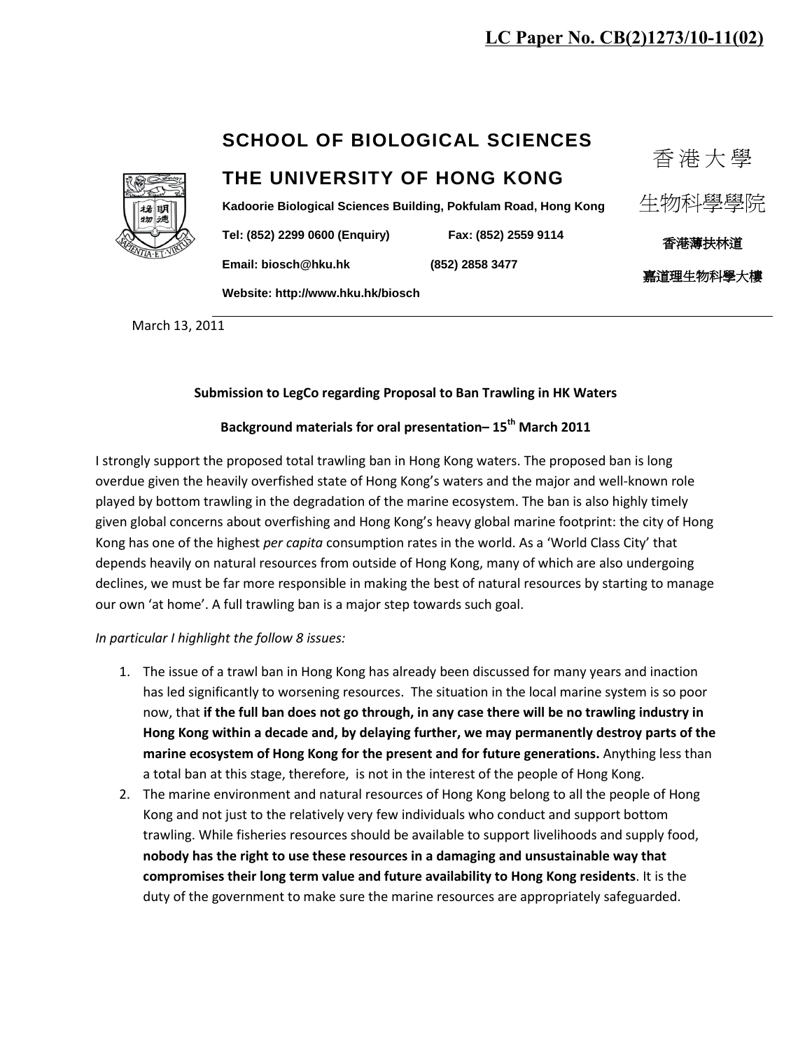**LC Paper No. CB(2)1273/10-11(02)**

# SCHOOL OF BIOLOGICAL SCIENCES

# THE UNIVERSITY OF HONG KONG

香港大學

生物科學學院

**Kadoorie Biological Sciences Building, Pokfulam Road, Hong Kong**

**香港薄扶林道**

**嘉道理生物科學大樓**

**Tel: (852) 2299 0600 (Enquiry)** **Fax: (852) 2559 9114**

**Email: biosch@hku.hk** **(852) 2858 3477**

**Website: http://www.hku.hk/biosch**

March 13, 2011

**Submission to LegCo regarding Proposal to Ban Trawling in HK Waters**

**Background materials for oral presentation– 15th March 2011**

I strongly support the proposed total trawling ban in Hong Kong waters. The proposed ban is long overdue given the heavily overfished state of Hong Kong's waters and the major and well-known role played by bottom trawling in the degradation of the marine ecosystem. The ban is also highly timely given global concerns about overfishing and Hong Kong's heavy global marine footprint: the city of Hong Kong has one of the highest *per capita* consumption rates in the world. As a 'World Class City' that depends heavily on natural resources from outside of Hong Kong, many of which are also undergoing declines, we must be far more responsible in making the best of natural resources by starting to manage our own 'at home'. A full trawling ban is a major step towards such goal.

*In particular I highlight the follow 8 issues:*

1. The issue of a trawl ban in Hong Kong has already been discussed for many years and inaction has led significantly to worsening resources. The situation in the local marine system is so poor now, that **if the full ban does not go through, in any case there will be no trawling industry in Hong Kong within a decade and, by delaying further, we may permanently destroy parts of the marine ecosystem of Hong Kong for the present and for future generations.** Anything less than a total ban at this stage, therefore, is not in the interest of the people of Hong Kong.
2. The marine environment and natural resources of Hong Kong belong to all the people of Hong Kong and not just to the relatively very few individuals who conduct and support bottom trawling. While fisheries resources should be available to support livelihoods and supply food, **nobody has the right to use these resources in a damaging and unsustainable way that compromises their long term value and future availability to Hong Kong residents**. It is the duty of the government to make sure the marine resources are appropriately safeguarded.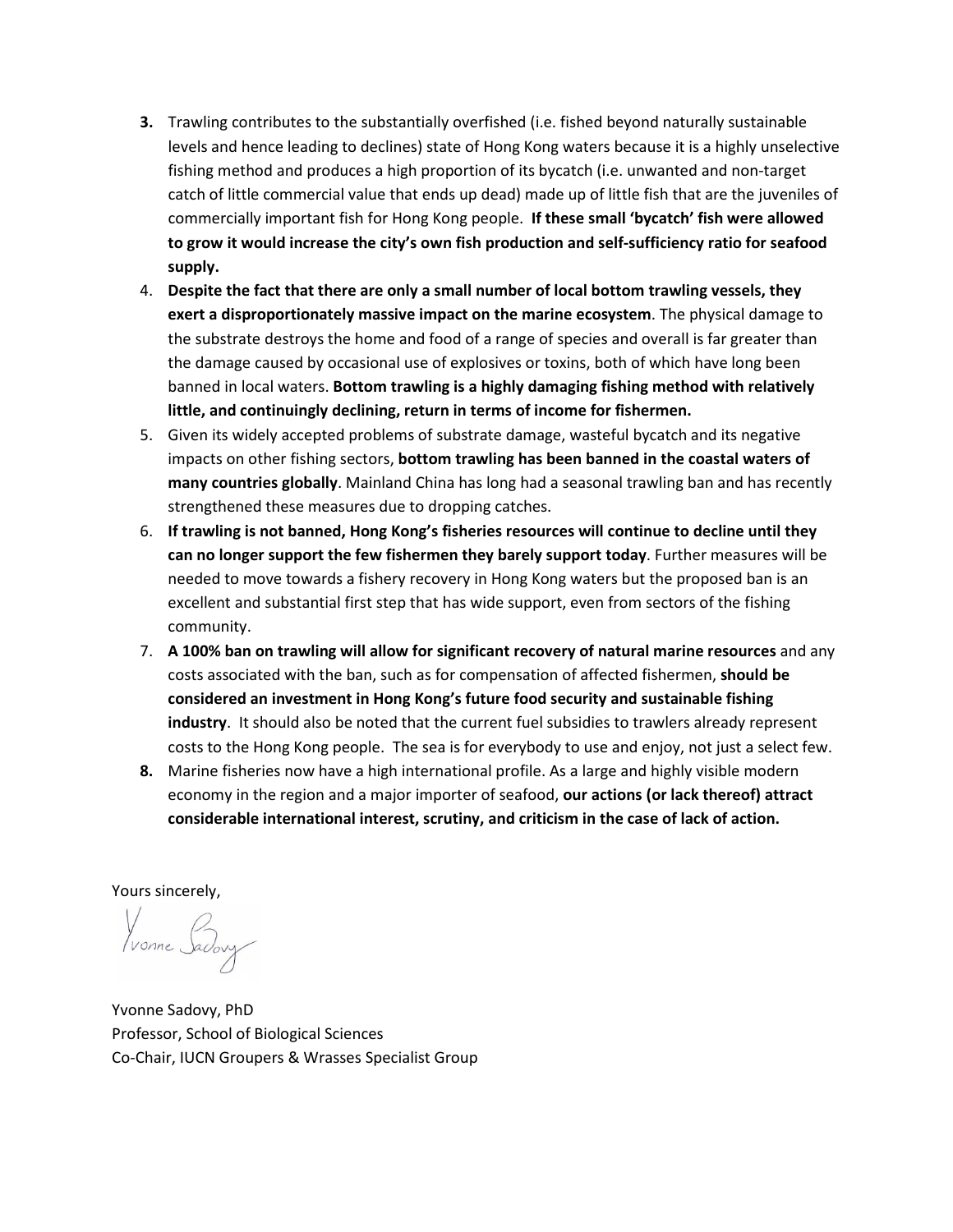3. Trawling contributes to the substantially overfished (i.e. fished beyond naturally sustainable levels and hence leading to declines) state of Hong Kong waters because it is a highly unselective fishing method and produces a high proportion of its bycatch (i.e. unwanted and non-target catch of little commercial value that ends up dead) made up of little fish that are the juveniles of commercially important fish for Hong Kong people. **If these small 'bycatch' fish were allowed to grow it would increase the city's own fish production and self-sufficiency ratio for seafood supply.**
4. **Despite the fact that there are only a small number of local bottom trawling vessels, they exert a disproportionately massive impact on the marine ecosystem**. The physical damage to the substrate destroys the home and food of a range of species and overall is far greater than the damage caused by occasional use of explosives or toxins, both of which have long been banned in local waters. **Bottom trawling is a highly damaging fishing method with relatively little, and continuingly declining, return in terms of income for fishermen.**
5. Given its widely accepted problems of substrate damage, wasteful bycatch and its negative impacts on other fishing sectors, **bottom trawling has been banned in the coastal waters of many countries globally**. Mainland China has long had a seasonal trawling ban and has recently strengthened these measures due to dropping catches.
6. **If trawling is not banned, Hong Kong's fisheries resources will continue to decline until they can no longer support the few fishermen they barely support today**. Further measures will be needed to move towards a fishery recovery in Hong Kong waters but the proposed ban is an excellent and substantial first step that has wide support, even from sectors of the fishing community.
7. **A 100% ban on trawling will allow for significant recovery of natural marine resources** and any costs associated with the ban, such as for compensation of affected fishermen, **should be considered an investment in Hong Kong's future food security and sustainable fishing industry**. It should also be noted that the current fuel subsidies to trawlers already represent costs to the Hong Kong people. The sea is for everybody to use and enjoy, not just a select few.
8. Marine fisheries now have a high international profile. As a large and highly visible modern economy in the region and a major importer of seafood, **our actions (or lack thereof) attract considerable international interest, scrutiny, and criticism in the case of lack of action.**

Yours sincerely,

Yvonne Sadovy

Yvonne Sadovy, PhD
Professor, School of Biological Sciences
Co-Chair, IUCN Groupers & Wrasses Specialist Group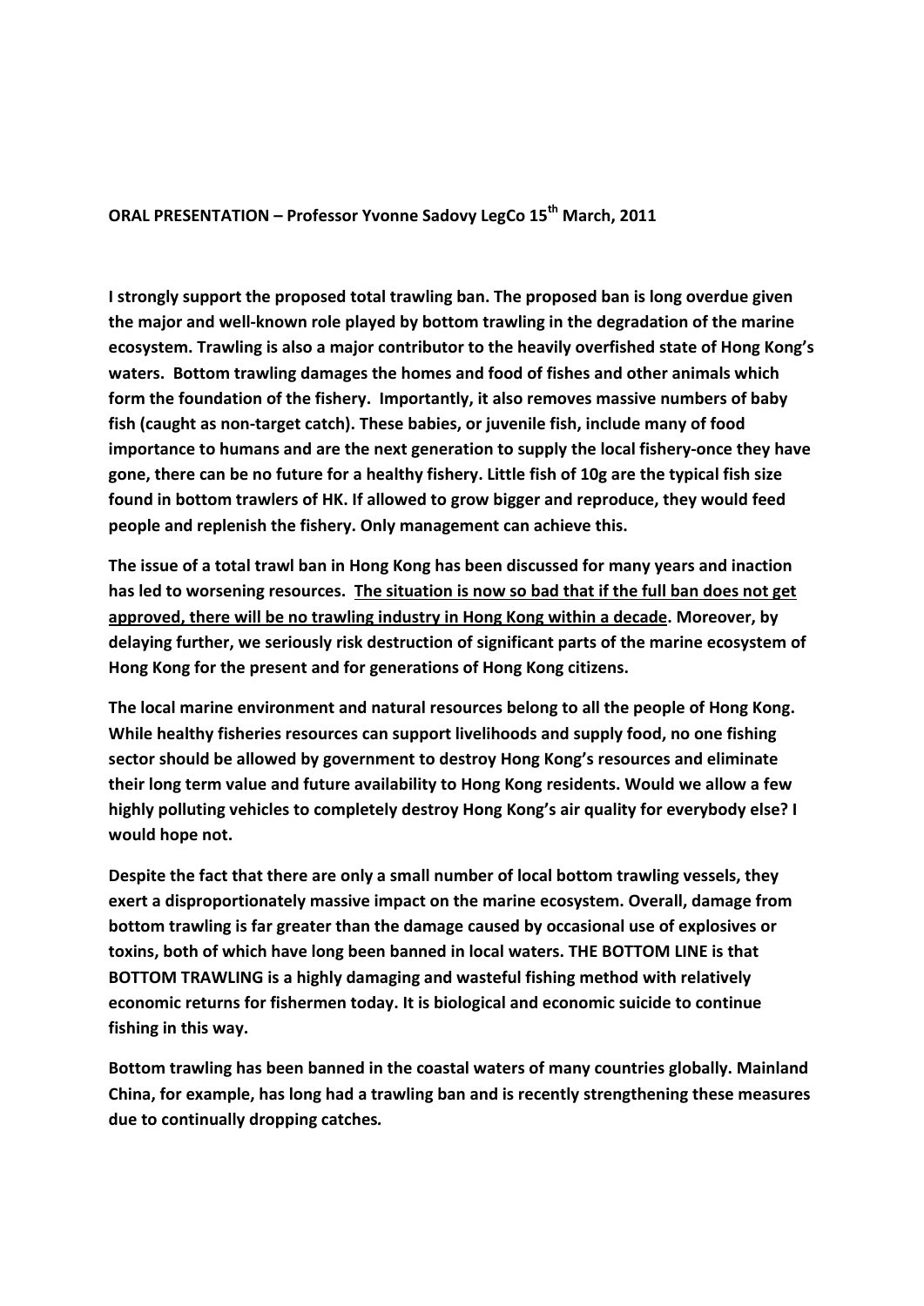**ORAL PRESENTATION – Professor Yvonne Sadovy LegCo 15th March, 2011**

**I strongly support the proposed total trawling ban. The proposed ban is long overdue given the major and well-known role played by bottom trawling in the degradation of the marine ecosystem. Trawling is also a major contributor to the heavily overfished state of Hong Kong's waters. Bottom trawling damages the homes and food of fishes and other animals which form the foundation of the fishery. Importantly, it also removes massive numbers of baby fish (caught as non-target catch). These babies, or juvenile fish, include many of food importance to humans and are the next generation to supply the local fishery-once they have gone, there can be no future for a healthy fishery. Little fish of 10g are the typical fish size found in bottom trawlers of HK. If allowed to grow bigger and reproduce, they would feed people and replenish the fishery. Only management can achieve this.**

**The issue of a total trawl ban in Hong Kong has been discussed for many years and inaction has led to worsening resources. <u>The situation is now so bad that if the full ban does not get approved, there will be no trawling industry in Hong Kong within a decade</u>. Moreover, by delaying further, we seriously risk destruction of significant parts of the marine ecosystem of Hong Kong for the present and for generations of Hong Kong citizens.**

**The local marine environment and natural resources belong to all the people of Hong Kong. While healthy fisheries resources can support livelihoods and supply food, no one fishing sector should be allowed by government to destroy Hong Kong's resources and eliminate their long term value and future availability to Hong Kong residents. Would we allow a few highly polluting vehicles to completely destroy Hong Kong's air quality for everybody else? I would hope not.**

**Despite the fact that there are only a small number of local bottom trawling vessels, they exert a disproportionately massive impact on the marine ecosystem. Overall, damage from bottom trawling is far greater than the damage caused by occasional use of explosives or toxins, both of which have long been banned in local waters. THE BOTTOM LINE is that BOTTOM TRAWLING is a highly damaging and wasteful fishing method with relatively economic returns for fishermen today. It is biological and economic suicide to continue fishing in this way.**

**Bottom trawling has been banned in the coastal waters of many countries globally. Mainland China, for example, has long had a trawling ban and is recently strengthening these measures due to continually dropping catches.**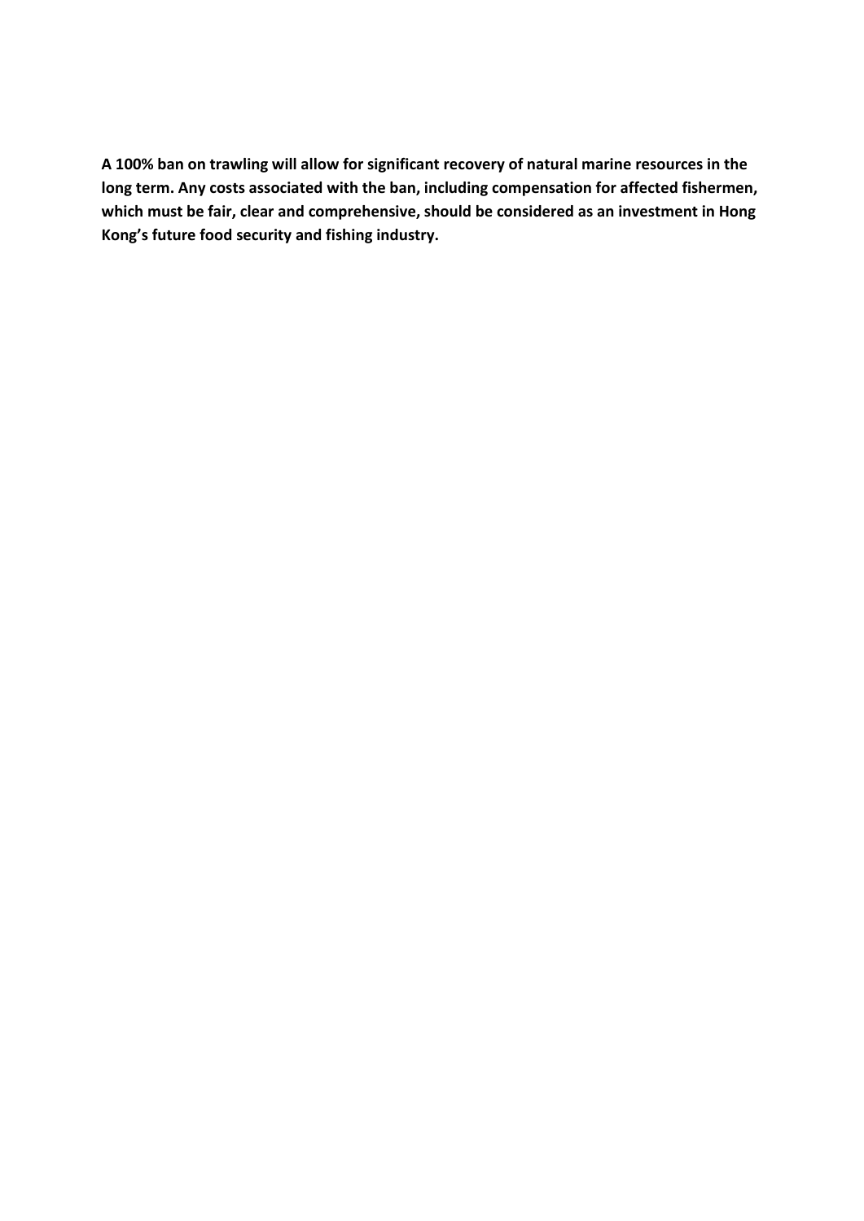**A 100% ban on trawling will allow for significant recovery of natural marine resources in the long term. Any costs associated with the ban, including compensation for affected fishermen, which must be fair, clear and comprehensive, should be considered as an investment in Hong Kong's future food security and fishing industry.**